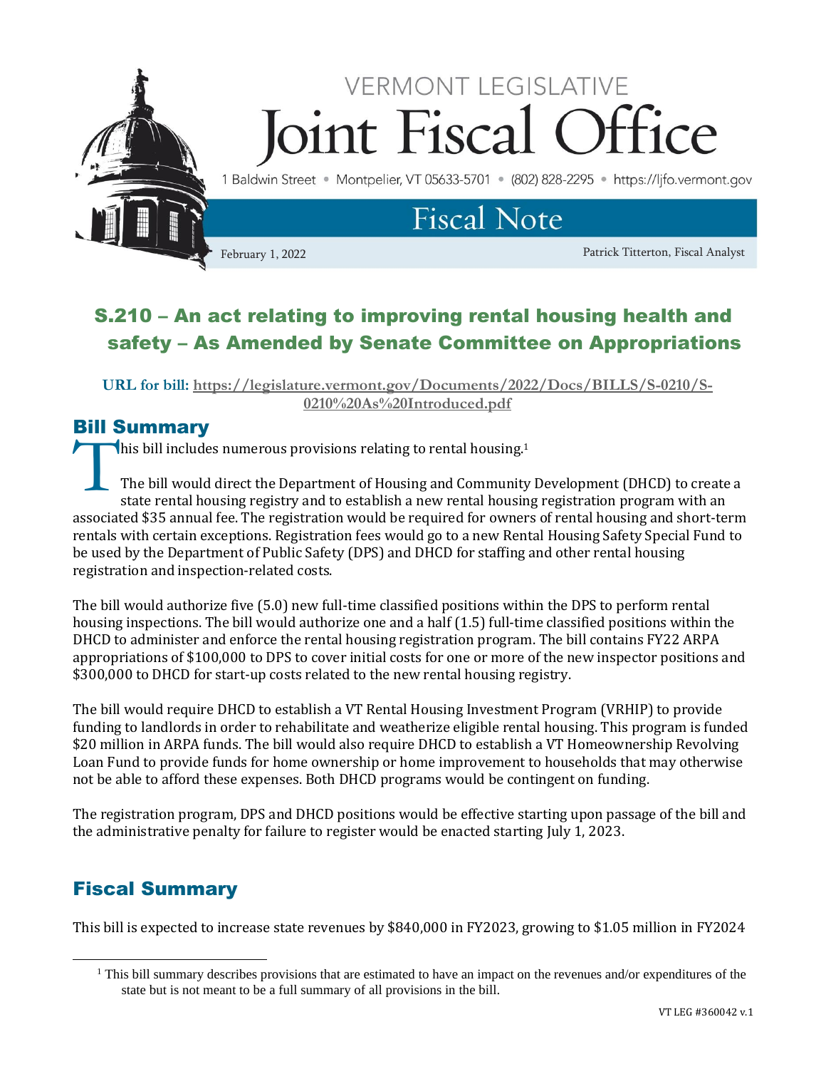VERMONT LEGISLATIVE

# Joint Fiscal Office

1 Baldwin Street • Montpelier, VT 05633-5701 • (802) 828-2295 • https://ljfo.vermont.gov

## Fiscal Note

February 1, 2022 — Patrick Titterton, Fiscal Analyst

## S.210 – An act relating to improving rental housing health and safety – As Amended by Senate Committee on Appropriations

**URL for bill: https://legislature.vermont.gov/Documents/2022/Docs/BILLS/S-0210/S-0210%20As%20Introduced.pdf**

## Bill Summary

This bill includes numerous provisions relating to rental housing.[1]

The bill would direct the Department of Housing and Community Development (DHCD) to create a state rental housing registry and to establish a new rental housing registration program with an associated $35 annual fee. The registration would be required for owners of rental housing and short-term rentals with certain exceptions. Registration fees would go to a new Rental Housing Safety Special Fund to be used by the Department of Public Safety (DPS) and DHCD for staffing and other rental housing registration and inspection-related costs.

The bill would authorize five (5.0) new full-time classified positions within the DPS to perform rental housing inspections. The bill would authorize one and a half (1.5) full-time classified positions within the DHCD to administer and enforce the rental housing registration program. The bill contains FY22 ARPA appropriations of $100,000 to DPS to cover initial costs for one or more of the new inspector positions and $300,000 to DHCD for start-up costs related to the new rental housing registry.

The bill would require DHCD to establish a VT Rental Housing Investment Program (VRHIP) to provide funding to landlords in order to rehabilitate and weatherize eligible rental housing. This program is funded $20 million in ARPA funds. The bill would also require DHCD to establish a VT Homeownership Revolving Loan Fund to provide funds for home ownership or home improvement to households that may otherwise not be able to afford these expenses. Both DHCD programs would be contingent on funding.

The registration program, DPS and DHCD positions would be effective starting upon passage of the bill and the administrative penalty for failure to register would be enacted starting July 1, 2023.

## Fiscal Summary

This bill is expected to increase state revenues by $840,000 in FY2023, growing to $1.05 million in FY2024

[1] This bill summary describes provisions that are estimated to have an impact on the revenues and/or expenditures of the state but is not meant to be a full summary of all provisions in the bill.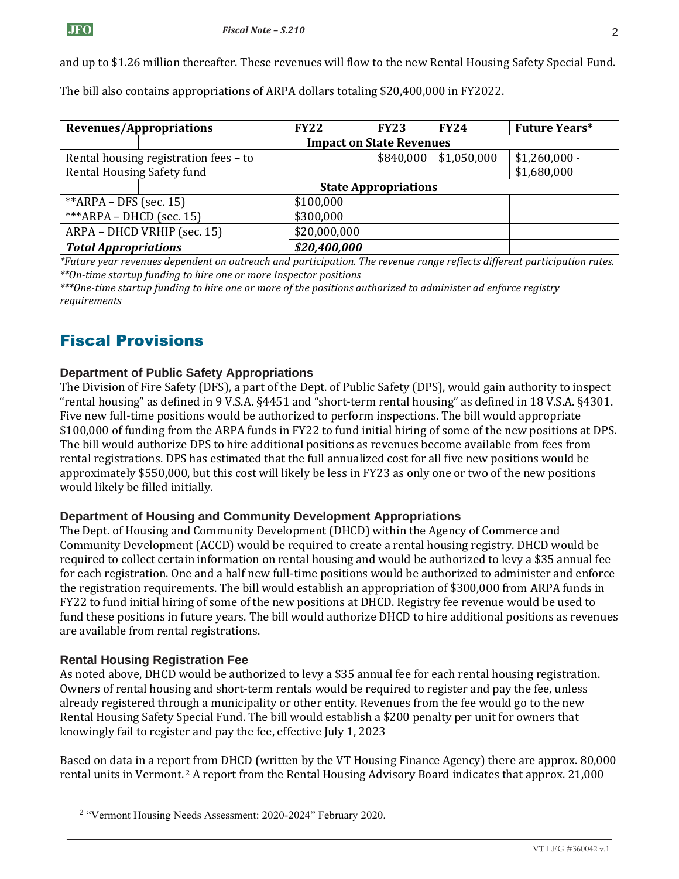and up to $1.26 million thereafter. These revenues will flow to the new Rental Housing Safety Special Fund.

The bill also contains appropriations of ARPA dollars totaling $20,400,000 in FY2022.

| Revenues/Appropriations | FY22 | FY23 | FY24 | Future Years* |
|---|---|---|---|---|
| **Impact on State Revenues** | | | | |
| Rental housing registration fees – to Rental Housing Safety fund | | $840,000 | $1,050,000 | $1,260,000 - $1,680,000 |
| **State Appropriations** | | | | |
| **ARPA – DFS (sec. 15) | $100,000 | | | |
| ***ARPA – DHCD (sec. 15) | $300,000 | | | |
| ARPA – DHCD VRHIP (sec. 15) | $20,000,000 | | | |
| ***Total Appropriations*** | ***$20,400,000*** | | | |

*\*Future year revenues dependent on outreach and participation. The revenue range reflects different participation rates.*
*\*\*On-time startup funding to hire one or more Inspector positions*
*\*\*\*One-time startup funding to hire one or more of the positions authorized to administer ad enforce registry requirements*

## Fiscal Provisions

### Department of Public Safety Appropriations

The Division of Fire Safety (DFS), a part of the Dept. of Public Safety (DPS), would gain authority to inspect "rental housing" as defined in 9 V.S.A. §4451 and "short-term rental housing" as defined in 18 V.S.A. §4301. Five new full-time positions would be authorized to perform inspections. The bill would appropriate $100,000 of funding from the ARPA funds in FY22 to fund initial hiring of some of the new positions at DPS. The bill would authorize DPS to hire additional positions as revenues become available from fees from rental registrations. DPS has estimated that the full annualized cost for all five new positions would be approximately $550,000, but this cost will likely be less in FY23 as only one or two of the new positions would likely be filled initially.

### Department of Housing and Community Development Appropriations

The Dept. of Housing and Community Development (DHCD) within the Agency of Commerce and Community Development (ACCD) would be required to create a rental housing registry. DHCD would be required to collect certain information on rental housing and would be authorized to levy a $35 annual fee for each registration. One and a half new full-time positions would be authorized to administer and enforce the registration requirements. The bill would establish an appropriation of $300,000 from ARPA funds in FY22 to fund initial hiring of some of the new positions at DHCD. Registry fee revenue would be used to fund these positions in future years. The bill would authorize DHCD to hire additional positions as revenues are available from rental registrations.

### Rental Housing Registration Fee

As noted above, DHCD would be authorized to levy a $35 annual fee for each rental housing registration. Owners of rental housing and short-term rentals would be required to register and pay the fee, unless already registered through a municipality or other entity. Revenues from the fee would go to the new Rental Housing Safety Special Fund. The bill would establish a $200 penalty per unit for owners that knowingly fail to register and pay the fee, effective July 1, 2023

Based on data in a report from DHCD (written by the VT Housing Finance Agency) there are approx. 80,000 rental units in Vermont.[2] A report from the Rental Housing Advisory Board indicates that approx. 21,000

[2] "Vermont Housing Needs Assessment: 2020-2024" February 2020.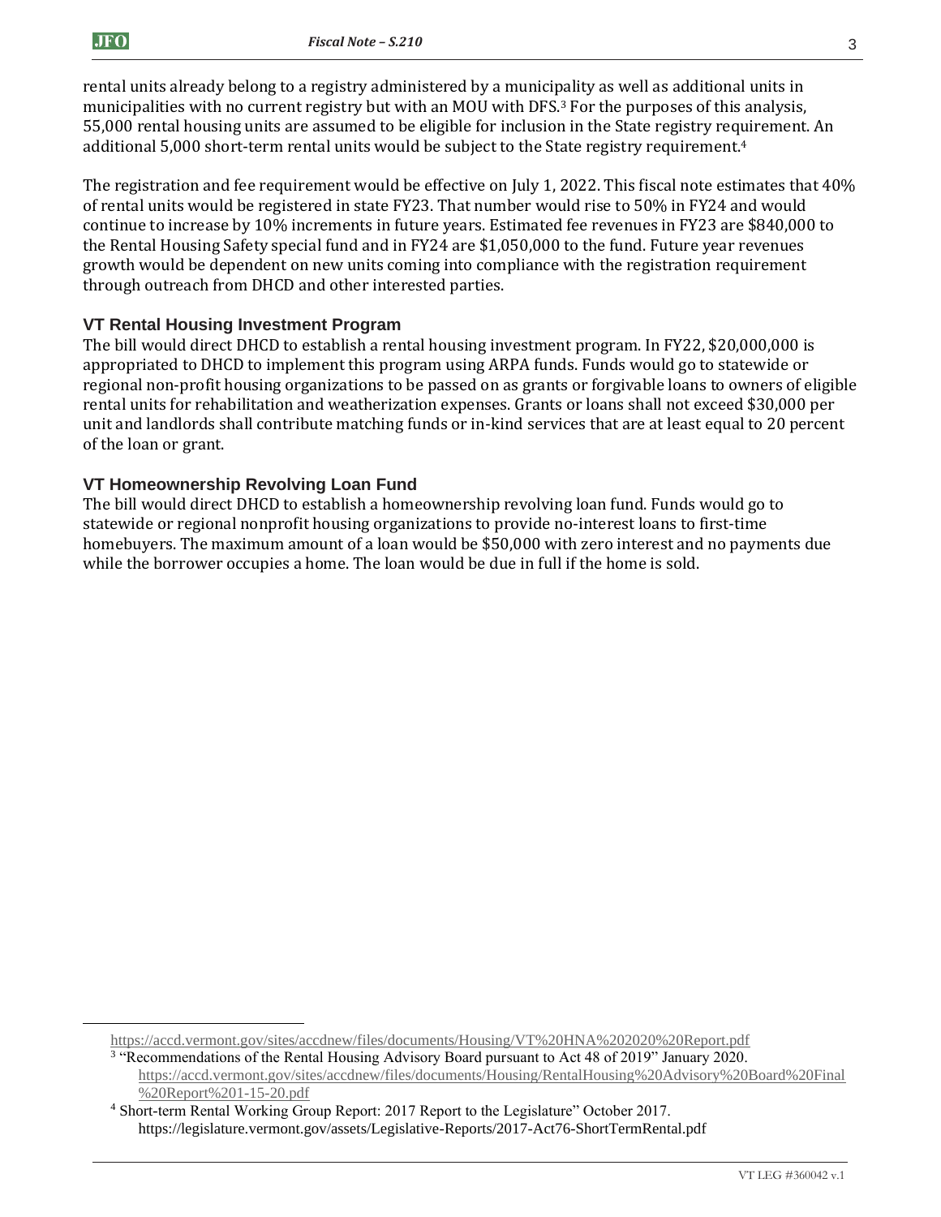rental units already belong to a registry administered by a municipality as well as additional units in municipalities with no current registry but with an MOU with DFS.[3] For the purposes of this analysis, 55,000 rental housing units are assumed to be eligible for inclusion in the State registry requirement. An additional 5,000 short-term rental units would be subject to the State registry requirement.[4]

The registration and fee requirement would be effective on July 1, 2022. This fiscal note estimates that 40% of rental units would be registered in state FY23. That number would rise to 50% in FY24 and would continue to increase by 10% increments in future years. Estimated fee revenues in FY23 are $840,000 to the Rental Housing Safety special fund and in FY24 are $1,050,000 to the fund. Future year revenues growth would be dependent on new units coming into compliance with the registration requirement through outreach from DHCD and other interested parties.

## VT Rental Housing Investment Program

The bill would direct DHCD to establish a rental housing investment program. In FY22, $20,000,000 is appropriated to DHCD to implement this program using ARPA funds. Funds would go to statewide or regional non-profit housing organizations to be passed on as grants or forgivable loans to owners of eligible rental units for rehabilitation and weatherization expenses. Grants or loans shall not exceed $30,000 per unit and landlords shall contribute matching funds or in-kind services that are at least equal to 20 percent of the loan or grant.

## VT Homeownership Revolving Loan Fund

The bill would direct DHCD to establish a homeownership revolving loan fund. Funds would go to statewide or regional nonprofit housing organizations to provide no-interest loans to first-time homebuyers. The maximum amount of a loan would be $50,000 with zero interest and no payments due while the borrower occupies a home. The loan would be due in full if the home is sold.

---

https://accd.vermont.gov/sites/accdnew/files/documents/Housing/VT%20HNA%202020%20Report.pdf

[3] "Recommendations of the Rental Housing Advisory Board pursuant to Act 48 of 2019" January 2020. https://accd.vermont.gov/sites/accdnew/files/documents/Housing/RentalHousing%20Advisory%20Board%20Final%20Report%201-15-20.pdf

[4] Short-term Rental Working Group Report: 2017 Report to the Legislature" October 2017. https://legislature.vermont.gov/assets/Legislative-Reports/2017-Act76-ShortTermRental.pdf